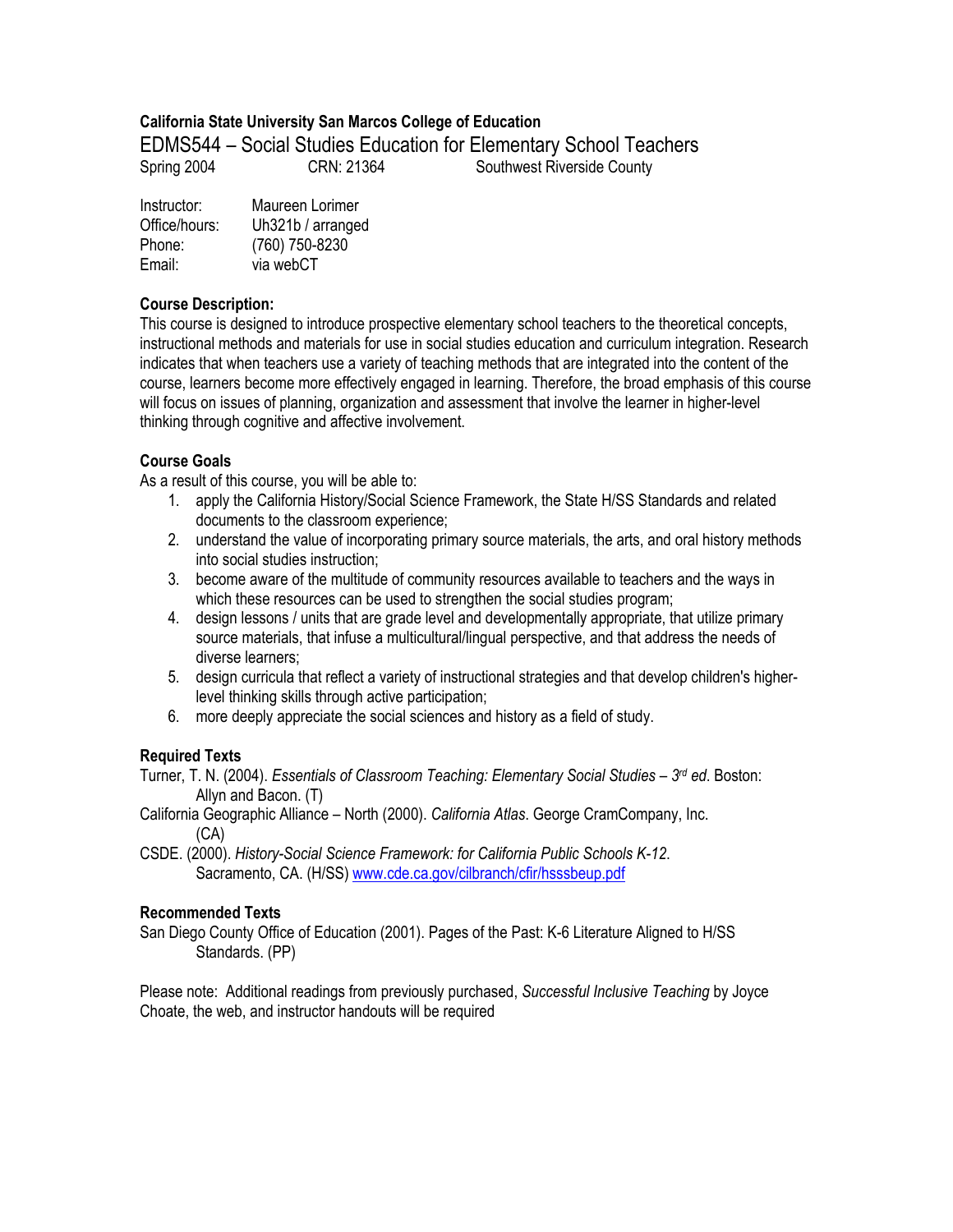**California State University San Marcos College of Education**

# EDMS544 – Social Studies Education for Elementary School Teachers

Spring 2004 CRN: 21364 Southwest Riverside County

Instructor: Maureen Lorimer
Office/hours: Uh321b / arranged
Phone: (760) 750-8230
Email: via webCT

### Course Description:

This course is designed to introduce prospective elementary school teachers to the theoretical concepts, instructional methods and materials for use in social studies education and curriculum integration. Research indicates that when teachers use a variety of teaching methods that are integrated into the content of the course, learners become more effectively engaged in learning. Therefore, the broad emphasis of this course will focus on issues of planning, organization and assessment that involve the learner in higher-level thinking through cognitive and affective involvement.

### Course Goals

As a result of this course, you will be able to:

1. apply the California History/Social Science Framework, the State H/SS Standards and related documents to the classroom experience;
2. understand the value of incorporating primary source materials, the arts, and oral history methods into social studies instruction;
3. become aware of the multitude of community resources available to teachers and the ways in which these resources can be used to strengthen the social studies program;
4. design lessons / units that are grade level and developmentally appropriate, that utilize primary source materials, that infuse a multicultural/lingual perspective, and that address the needs of diverse learners;
5. design curricula that reflect a variety of instructional strategies and that develop children's higher-level thinking skills through active participation;
6. more deeply appreciate the social sciences and history as a field of study.

### Required Texts

Turner, T. N. (2004). *Essentials of Classroom Teaching: Elementary Social Studies – 3rd ed*. Boston: Allyn and Bacon. (T)

California Geographic Alliance – North (2000). *California Atlas*. George CramCompany, Inc. (CA)

CSDE. (2000). *History-Social Science Framework: for California Public Schools K-12*. Sacramento, CA. (H/SS) www.cde.ca.gov/cilbranch/cfir/hsssbeup.pdf

### Recommended Texts

San Diego County Office of Education (2001). Pages of the Past: K-6 Literature Aligned to H/SS Standards. (PP)

Please note: Additional readings from previously purchased, *Successful Inclusive Teaching* by Joyce Choate, the web, and instructor handouts will be required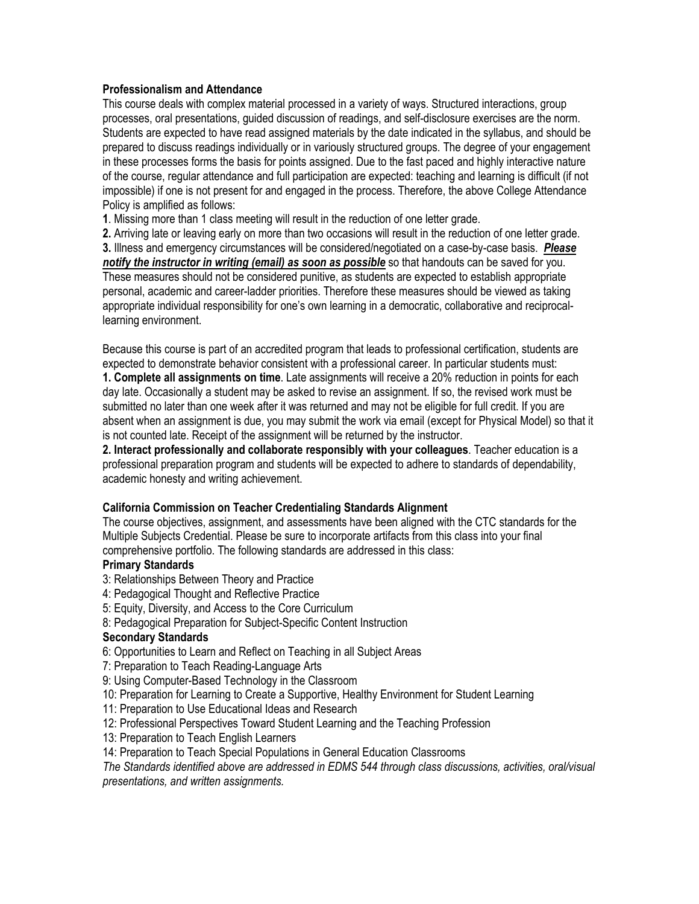**Professionalism and Attendance**

This course deals with complex material processed in a variety of ways. Structured interactions, group processes, oral presentations, guided discussion of readings, and self-disclosure exercises are the norm. Students are expected to have read assigned materials by the date indicated in the syllabus, and should be prepared to discuss readings individually or in variously structured groups. The degree of your engagement in these processes forms the basis for points assigned. Due to the fast paced and highly interactive nature of the course, regular attendance and full participation are expected: teaching and learning is difficult (if not impossible) if one is not present for and engaged in the process. Therefore, the above College Attendance Policy is amplified as follows:

**1**. Missing more than 1 class meeting will result in the reduction of one letter grade.

**2.** Arriving late or leaving early on more than two occasions will result in the reduction of one letter grade.

**3.** Illness and emergency circumstances will be considered/negotiated on a case-by-case basis. ***Please notify the instructor in writing (email) as soon as possible*** so that handouts can be saved for you.

These measures should not be considered punitive, as students are expected to establish appropriate personal, academic and career-ladder priorities. Therefore these measures should be viewed as taking appropriate individual responsibility for one's own learning in a democratic, collaborative and reciprocal-learning environment.

Because this course is part of an accredited program that leads to professional certification, students are expected to demonstrate behavior consistent with a professional career. In particular students must:

**1. Complete all assignments on time**. Late assignments will receive a 20% reduction in points for each day late. Occasionally a student may be asked to revise an assignment. If so, the revised work must be submitted no later than one week after it was returned and may not be eligible for full credit. If you are absent when an assignment is due, you may submit the work via email (except for Physical Model) so that it is not counted late. Receipt of the assignment will be returned by the instructor.

**2. Interact professionally and collaborate responsibly with your colleagues**. Teacher education is a professional preparation program and students will be expected to adhere to standards of dependability, academic honesty and writing achievement.

**California Commission on Teacher Credentialing Standards Alignment**

The course objectives, assignment, and assessments have been aligned with the CTC standards for the Multiple Subjects Credential. Please be sure to incorporate artifacts from this class into your final comprehensive portfolio. The following standards are addressed in this class:

**Primary Standards**

3: Relationships Between Theory and Practice
4: Pedagogical Thought and Reflective Practice
5: Equity, Diversity, and Access to the Core Curriculum
8: Pedagogical Preparation for Subject-Specific Content Instruction

**Secondary Standards**

6: Opportunities to Learn and Reflect on Teaching in all Subject Areas
7: Preparation to Teach Reading-Language Arts
9: Using Computer-Based Technology in the Classroom
10: Preparation for Learning to Create a Supportive, Healthy Environment for Student Learning
11: Preparation to Use Educational Ideas and Research
12: Professional Perspectives Toward Student Learning and the Teaching Profession
13: Preparation to Teach English Learners
14: Preparation to Teach Special Populations in General Education Classrooms

*The Standards identified above are addressed in EDMS 544 through class discussions, activities, oral/visual presentations, and written assignments.*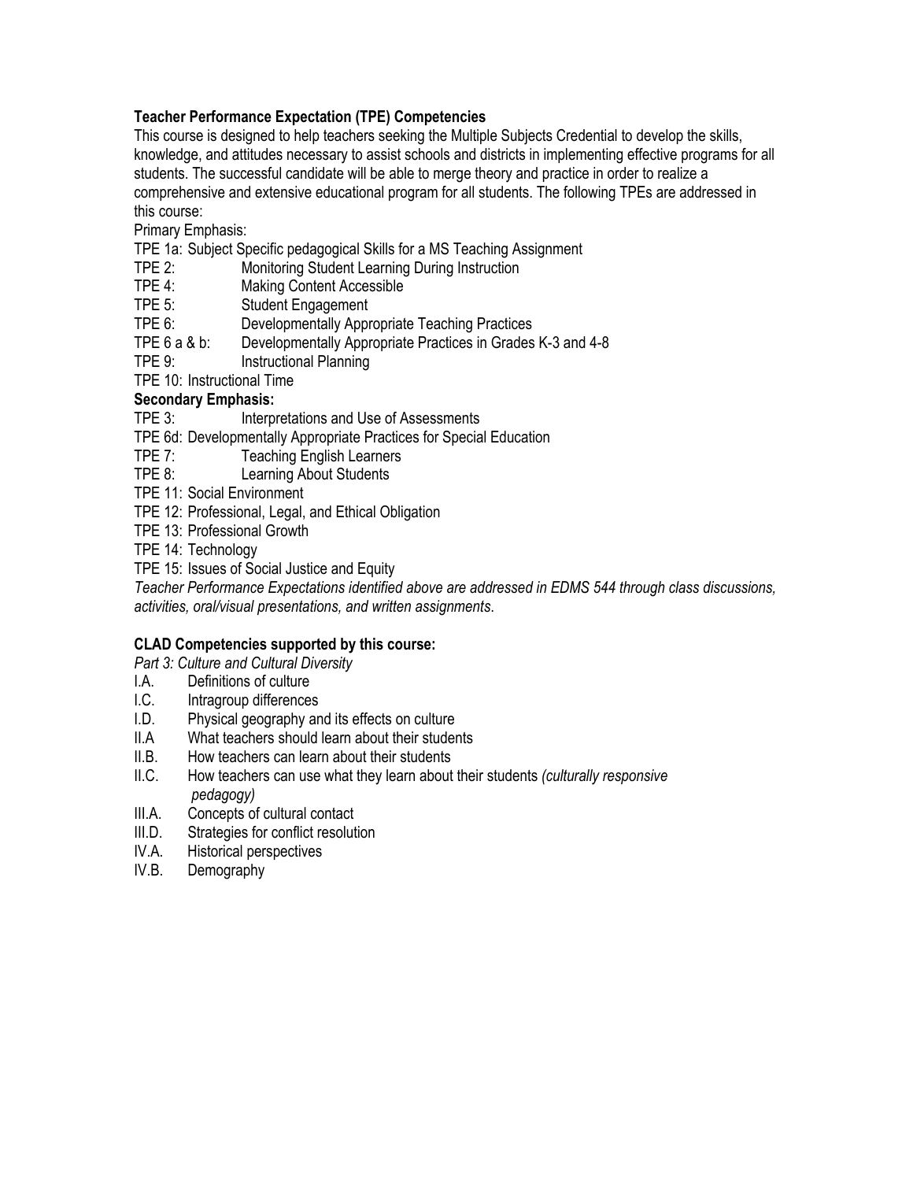**Teacher Performance Expectation (TPE) Competencies**

This course is designed to help teachers seeking the Multiple Subjects Credential to develop the skills, knowledge, and attitudes necessary to assist schools and districts in implementing effective programs for all students. The successful candidate will be able to merge theory and practice in order to realize a comprehensive and extensive educational program for all students. The following TPEs are addressed in this course:

Primary Emphasis:

TPE 1a: Subject Specific pedagogical Skills for a MS Teaching Assignment
TPE 2: Monitoring Student Learning During Instruction
TPE 4: Making Content Accessible
TPE 5: Student Engagement
TPE 6: Developmentally Appropriate Teaching Practices
TPE 6 a & b: Developmentally Appropriate Practices in Grades K-3 and 4-8
TPE 9: Instructional Planning
TPE 10: Instructional Time

**Secondary Emphasis:**

TPE 3: Interpretations and Use of Assessments
TPE 6d: Developmentally Appropriate Practices for Special Education
TPE 7: Teaching English Learners
TPE 8: Learning About Students
TPE 11: Social Environment
TPE 12: Professional, Legal, and Ethical Obligation
TPE 13: Professional Growth
TPE 14: Technology
TPE 15: Issues of Social Justice and Equity

*Teacher Performance Expectations identified above are addressed in EDMS 544 through class discussions, activities, oral/visual presentations, and written assignments*.

**CLAD Competencies supported by this course:**

*Part 3: Culture and Cultural Diversity*

I.A. Definitions of culture
I.C. Intragroup differences
I.D. Physical geography and its effects on culture
II.A What teachers should learn about their students
II.B. How teachers can learn about their students
II.C. How teachers can use what they learn about their students *(culturally responsive pedagogy)*
III.A. Concepts of cultural contact
III.D. Strategies for conflict resolution
IV.A. Historical perspectives
IV.B. Demography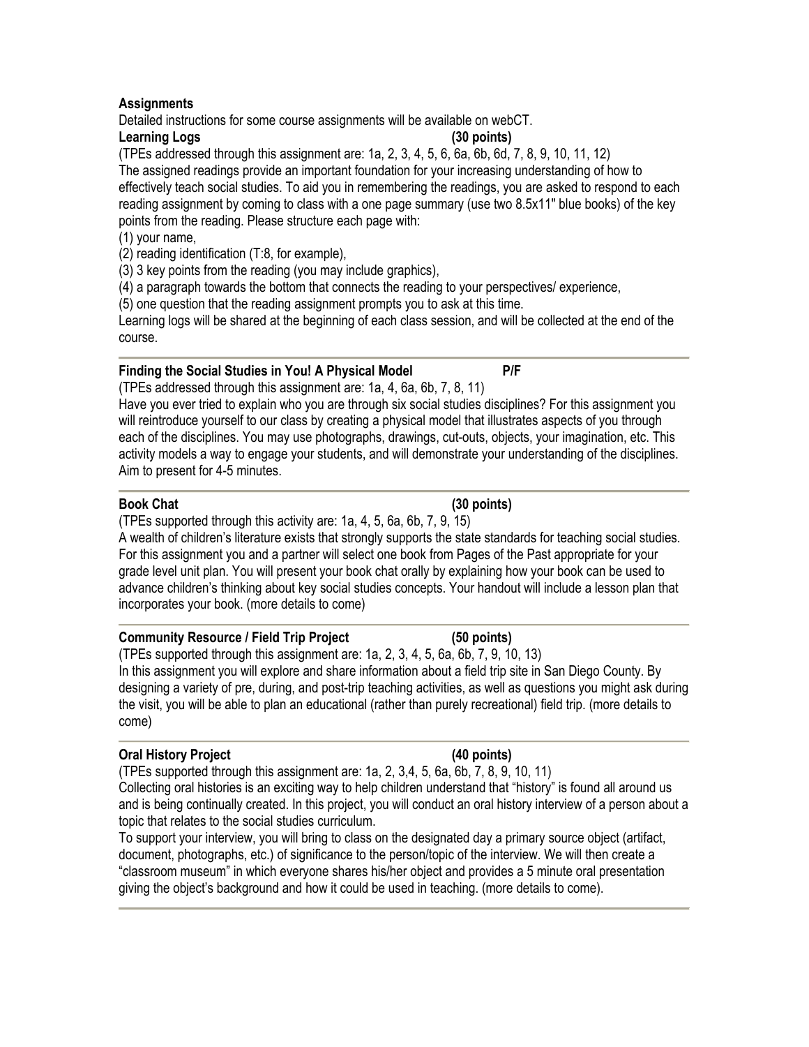## Assignments

Detailed instructions for some course assignments will be available on webCT.

### Learning Logs (30 points)

(TPEs addressed through this assignment are: 1a, 2, 3, 4, 5, 6, 6a, 6b, 6d, 7, 8, 9, 10, 11, 12)

The assigned readings provide an important foundation for your increasing understanding of how to effectively teach social studies. To aid you in remembering the readings, you are asked to respond to each reading assignment by coming to class with a one page summary (use two 8.5x11" blue books) of the key points from the reading. Please structure each page with:

(1) your name,
(2) reading identification (T:8, for example),
(3) 3 key points from the reading (you may include graphics),
(4) a paragraph towards the bottom that connects the reading to your perspectives/ experience,
(5) one question that the reading assignment prompts you to ask at this time.

Learning logs will be shared at the beginning of each class session, and will be collected at the end of the course.

---

### Finding the Social Studies in You! A Physical Model P/F

(TPEs addressed through this assignment are: 1a, 4, 6a, 6b, 7, 8, 11)

Have you ever tried to explain who you are through six social studies disciplines? For this assignment you will reintroduce yourself to our class by creating a physical model that illustrates aspects of you through each of the disciplines. You may use photographs, drawings, cut-outs, objects, your imagination, etc. This activity models a way to engage your students, and will demonstrate your understanding of the disciplines. Aim to present for 4-5 minutes.

---

### Book Chat (30 points)

(TPEs supported through this activity are: 1a, 4, 5, 6a, 6b, 7, 9, 15)

A wealth of children's literature exists that strongly supports the state standards for teaching social studies. For this assignment you and a partner will select one book from Pages of the Past appropriate for your grade level unit plan. You will present your book chat orally by explaining how your book can be used to advance children's thinking about key social studies concepts. Your handout will include a lesson plan that incorporates your book. (more details to come)

---

### Community Resource / Field Trip Project (50 points)

(TPEs supported through this assignment are: 1a, 2, 3, 4, 5, 6a, 6b, 7, 9, 10, 13)

In this assignment you will explore and share information about a field trip site in San Diego County. By designing a variety of pre, during, and post-trip teaching activities, as well as questions you might ask during the visit, you will be able to plan an educational (rather than purely recreational) field trip. (more details to come)

---

### Oral History Project (40 points)

(TPEs supported through this assignment are: 1a, 2, 3,4, 5, 6a, 6b, 7, 8, 9, 10, 11)

Collecting oral histories is an exciting way to help children understand that "history" is found all around us and is being continually created. In this project, you will conduct an oral history interview of a person about a topic that relates to the social studies curriculum.

To support your interview, you will bring to class on the designated day a primary source object (artifact, document, photographs, etc.) of significance to the person/topic of the interview. We will then create a "classroom museum" in which everyone shares his/her object and provides a 5 minute oral presentation giving the object's background and how it could be used in teaching. (more details to come).

---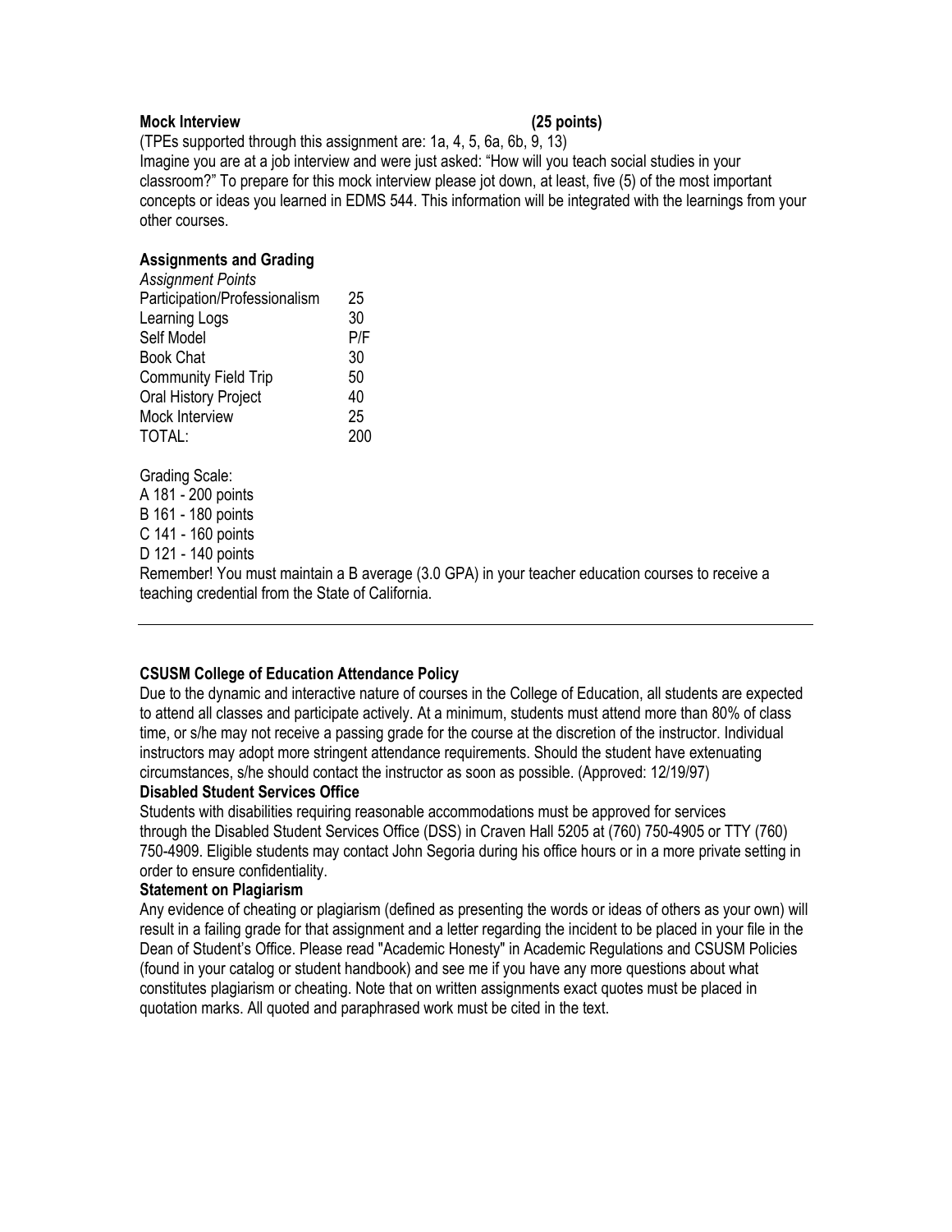**Mock Interview (25 points)**

(TPEs supported through this assignment are: 1a, 4, 5, 6a, 6b, 9, 13)

Imagine you are at a job interview and were just asked: "How will you teach social studies in your classroom?" To prepare for this mock interview please jot down, at least, five (5) of the most important concepts or ideas you learned in EDMS 544. This information will be integrated with the learnings from your other courses.

## Assignments and Grading

| *Assignment* | *Points* |
|---|---|
| Participation/Professionalism | 25 |
| Learning Logs | 30 |
| Self Model | P/F |
| Book Chat | 30 |
| Community Field Trip | 50 |
| Oral History Project | 40 |
| Mock Interview | 25 |
| TOTAL: | 200 |

Grading Scale:

A 181 - 200 points
B 161 - 180 points
C 141 - 160 points
D 121 - 140 points

Remember! You must maintain a B average (3.0 GPA) in your teacher education courses to receive a teaching credential from the State of California.

---

## CSUSM College of Education Attendance Policy

Due to the dynamic and interactive nature of courses in the College of Education, all students are expected to attend all classes and participate actively. At a minimum, students must attend more than 80% of class time, or s/he may not receive a passing grade for the course at the discretion of the instructor. Individual instructors may adopt more stringent attendance requirements. Should the student have extenuating circumstances, s/he should contact the instructor as soon as possible. (Approved: 12/19/97)

## Disabled Student Services Office

Students with disabilities requiring reasonable accommodations must be approved for services through the Disabled Student Services Office (DSS) in Craven Hall 5205 at (760) 750-4905 or TTY (760) 750-4909. Eligible students may contact John Segoria during his office hours or in a more private setting in order to ensure confidentiality.

## Statement on Plagiarism

Any evidence of cheating or plagiarism (defined as presenting the words or ideas of others as your own) will result in a failing grade for that assignment and a letter regarding the incident to be placed in your file in the Dean of Student's Office. Please read "Academic Honesty" in Academic Regulations and CSUSM Policies (found in your catalog or student handbook) and see me if you have any more questions about what constitutes plagiarism or cheating. Note that on written assignments exact quotes must be placed in quotation marks. All quoted and paraphrased work must be cited in the text.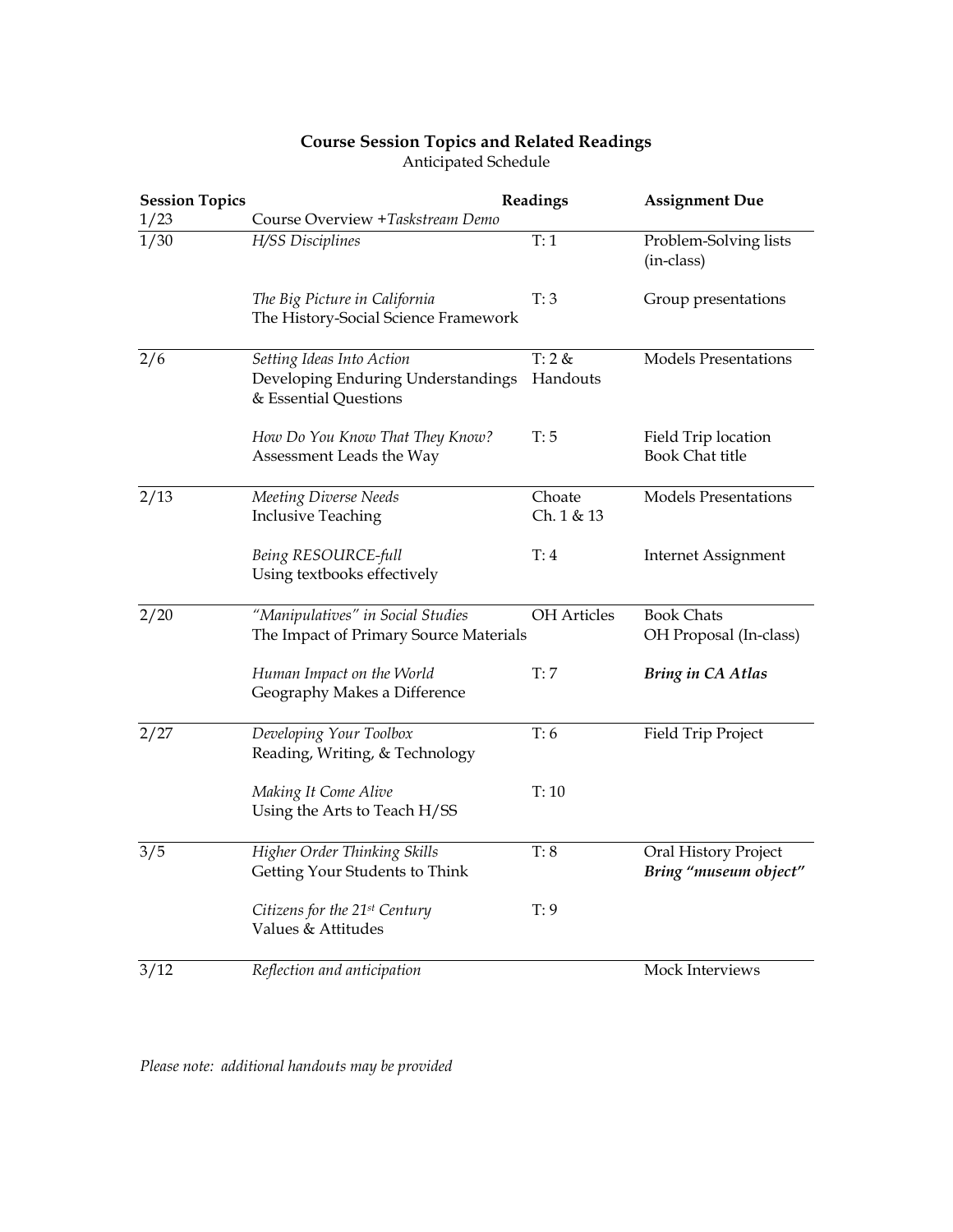## Course Session Topics and Related Readings

Anticipated Schedule

| Session Topics | | Readings | Assignment Due |
|---|---|---|---|
| 1/23 | Course Overview +*Taskstream Demo* | | |
| 1/30 | *H/SS Disciplines* | T: 1 | Problem-Solving lists (in-class) |
| | *The Big Picture in California* The History-Social Science Framework | T: 3 | Group presentations |
| 2/6 | *Setting Ideas Into Action* Developing Enduring Understandings & Essential Questions | T: 2 & Handouts | Models Presentations |
| | *How Do You Know That They Know?* Assessment Leads the Way | T: 5 | Field Trip location Book Chat title |
| 2/13 | *Meeting Diverse Needs* Inclusive Teaching | Choate Ch. 1 & 13 | Models Presentations |
| | *Being RESOURCE-full* Using textbooks effectively | T: 4 | Internet Assignment |
| 2/20 | *"Manipulatives" in Social Studies* The Impact of Primary Source Materials | OH Articles | Book Chats OH Proposal (In-class) |
| | *Human Impact on the World* Geography Makes a Difference | T: 7 | ***Bring in CA Atlas*** |
| 2/27 | *Developing Your Toolbox* Reading, Writing, & Technology | T: 6 | Field Trip Project |
| | *Making It Come Alive* Using the Arts to Teach H/SS | T: 10 | |
| 3/5 | *Higher Order Thinking Skills* Getting Your Students to Think | T: 8 | Oral History Project ***Bring "museum object"*** |
| | *Citizens for the 21st Century* Values & Attitudes | T: 9 | |
| 3/12 | *Reflection and anticipation* | | Mock Interviews |

*Please note: additional handouts may be provided*